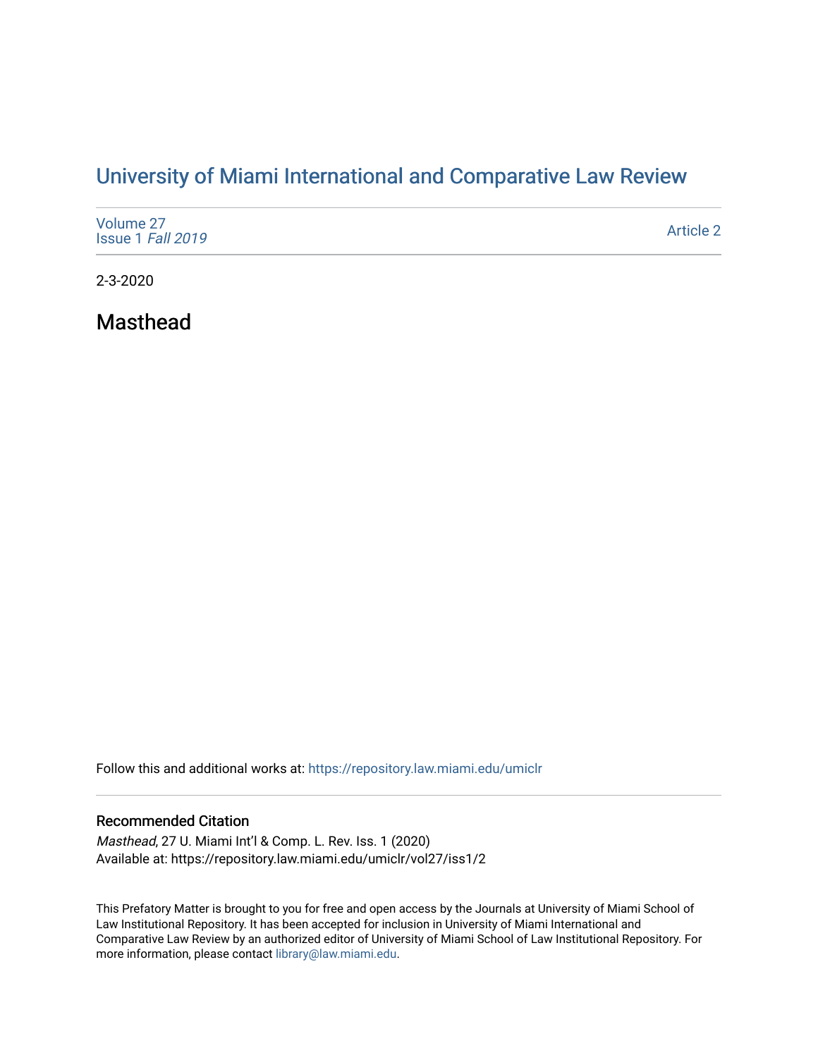# University of Miami International and Comparative Law Review

Volume 27
Issue 1 *Fall 2019*

Article 2

2-3-2020

## Masthead

Follow this and additional works at: https://repository.law.miami.edu/umiclr

### Recommended Citation

*Masthead*, 27 U. Miami Int'l & Comp. L. Rev. Iss. 1 (2020)
Available at: https://repository.law.miami.edu/umiclr/vol27/iss1/2

This Prefatory Matter is brought to you for free and open access by the Journals at University of Miami School of Law Institutional Repository. It has been accepted for inclusion in University of Miami International and Comparative Law Review by an authorized editor of University of Miami School of Law Institutional Repository. For more information, please contact library@law.miami.edu.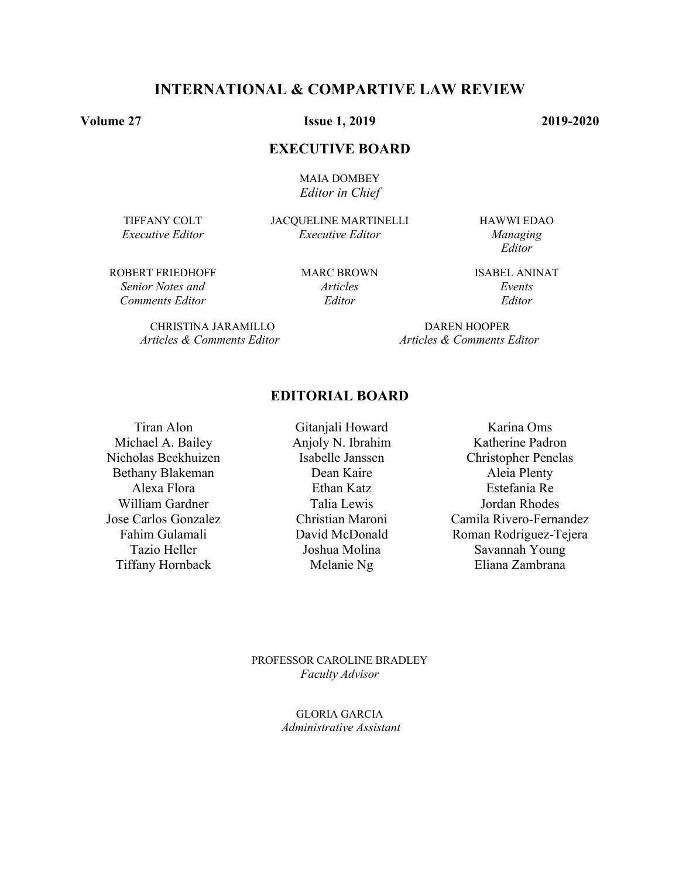# INTERNATIONAL & COMPARTIVE LAW REVIEW

**Volume 27** **Issue 1, 2019** **2019-2020**

## EXECUTIVE BOARD

MAIA DOMBEY
*Editor in Chief*

TIFFANY COLT
*Executive Editor*

JACQUELINE MARTINELLI
*Executive Editor*

HAWWI EDAO
*Managing Editor*

ROBERT FRIEDHOFF
*Senior Notes and Comments Editor*

MARC BROWN
*Articles Editor*

ISABEL ANINAT
*Events Editor*

CHRISTINA JARAMILLO
*Articles & Comments Editor*

DAREN HOOPER
*Articles & Comments Editor*

## EDITORIAL BOARD

Tiran Alon
Michael A. Bailey
Nicholas Beekhuizen
Bethany Blakeman
Alexa Flora
William Gardner
Jose Carlos Gonzalez
Fahim Gulamali
Tazio Heller
Tiffany Hornback
Gitanjali Howard
Anjoly N. Ibrahim
Isabelle Janssen
Dean Kaire
Ethan Katz
Talia Lewis
Christian Maroni
David McDonald
Joshua Molina
Melanie Ng
Karina Oms
Katherine Padron
Christopher Penelas
Aleia Plenty
Estefania Re
Jordan Rhodes
Camila Rivero-Fernandez
Roman Rodriguez-Tejera
Savannah Young
Eliana Zambrana

PROFESSOR CAROLINE BRADLEY
*Faculty Advisor*

GLORIA GARCIA
*Administrative Assistant*